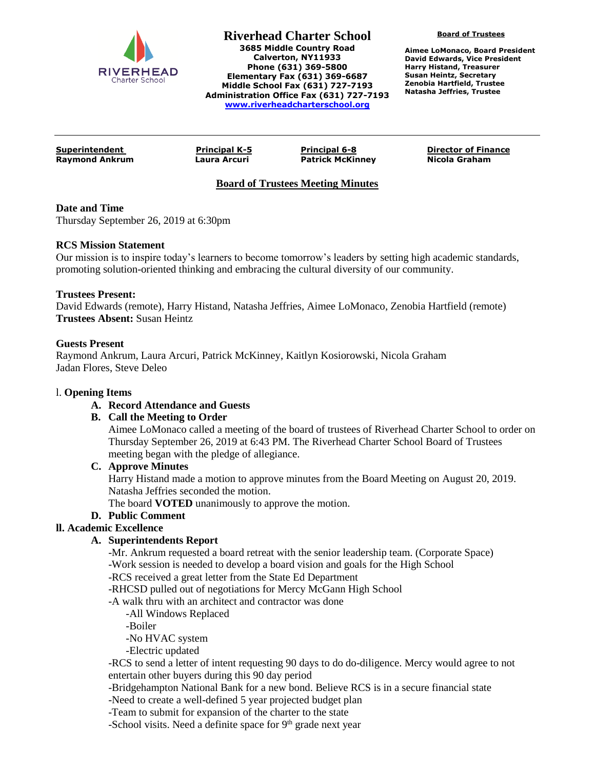# Riverhead Charter School

**3685 Middle Country Road**
**Calverton, NY11933**
**Phone (631) 369-5800**
**Elementary Fax (631) 369-6687**
**Middle School Fax (631) 727-7193**
**Administration Office Fax (631) 727-7193**
**www.riverheadcharterschool.org**

**Board of Trustees**

**Aimee LoMonaco, Board President**
**David Edwards, Vice President**
**Harry Histand, Treasurer**
**Susan Heintz, Secretary**
**Zenobia Hartfield, Trustee**
**Natasha Jeffries, Trustee**

| **Superintendent** | **Principal K-5** | **Principal 6-8** | **Director of Finance** |
|---|---|---|---|
| **Raymond Ankrum** | **Laura Arcuri** | **Patrick McKinney** | **Nicola Graham** |

## Board of Trustees Meeting Minutes

**Date and Time**
Thursday September 26, 2019 at 6:30pm

**RCS Mission Statement**
Our mission is to inspire today's learners to become tomorrow's leaders by setting high academic standards, promoting solution-oriented thinking and embracing the cultural diversity of our community.

**Trustees Present:**
David Edwards (remote), Harry Histand, Natasha Jeffries, Aimee LoMonaco, Zenobia Hartfield (remote)
**Trustees Absent:** Susan Heintz

**Guests Present**
Raymond Ankrum, Laura Arcuri, Patrick McKinney, Kaitlyn Kosiorowski, Nicola Graham
Jadan Flores, Steve Deleo

### l. Opening Items

**A. Record Attendance and Guests**

**B. Call the Meeting to Order**
Aimee LoMonaco called a meeting of the board of trustees of Riverhead Charter School to order on Thursday September 26, 2019 at 6:43 PM. The Riverhead Charter School Board of Trustees meeting began with the pledge of allegiance.

**C. Approve Minutes**
Harry Histand made a motion to approve minutes from the Board Meeting on August 20, 2019. Natasha Jeffries seconded the motion.
The board **VOTED** unanimously to approve the motion.

**D. Public Comment**

### ll. Academic Excellence

**A. Superintendents Report**
-Mr. Ankrum requested a board retreat with the senior leadership team. (Corporate Space)
-Work session is needed to develop a board vision and goals for the High School
-RCS received a great letter from the State Ed Department
-RHCSD pulled out of negotiations for Mercy McGann High School
-A walk thru with an architect and contractor was done
  -All Windows Replaced
  -Boiler
  -No HVAC system
  -Electric updated
-RCS to send a letter of intent requesting 90 days to do do-diligence. Mercy would agree to not entertain other buyers during this 90 day period
-Bridgehampton National Bank for a new bond. Believe RCS is in a secure financial state
-Need to create a well-defined 5 year projected budget plan
-Team to submit for expansion of the charter to the state
-School visits. Need a definite space for 9th grade next year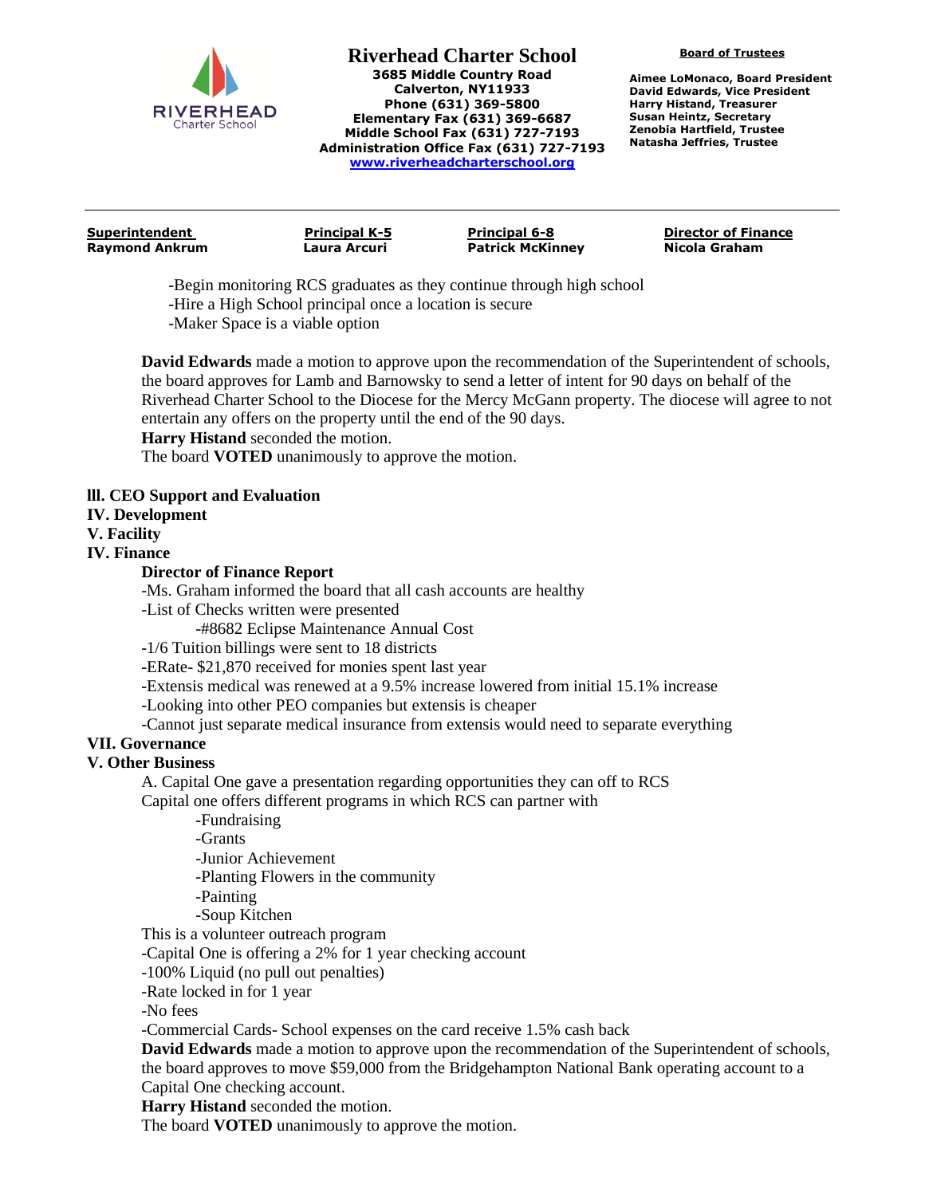-Begin monitoring RCS graduates as they continue through high school
-Hire a High School principal once a location is secure
-Maker Space is a viable option

**David Edwards** made a motion to approve upon the recommendation of the Superintendent of schools, the board approves for Lamb and Barnowsky to send a letter of intent for 90 days on behalf of the Riverhead Charter School to the Diocese for the Mercy McGann property. The diocese will agree to not entertain any offers on the property until the end of the 90 days.
**Harry Histand** seconded the motion.
The board **VOTED** unanimously to approve the motion.

**lll. CEO Support and Evaluation**
**IV. Development**
**V. Facility**
**IV. Finance**

**Director of Finance Report**
-Ms. Graham informed the board that all cash accounts are healthy
-List of Checks written were presented
    -#8682 Eclipse Maintenance Annual Cost
-1/6 Tuition billings were sent to 18 districts
-ERate- $21,870 received for monies spent last year
-Extensis medical was renewed at a 9.5% increase lowered from initial 15.1% increase
-Looking into other PEO companies but extensis is cheaper
-Cannot just separate medical insurance from extensis would need to separate everything

**VII. Governance**
**V. Other Business**

A. Capital One gave a presentation regarding opportunities they can off to RCS
Capital one offers different programs in which RCS can partner with
    -Fundraising
    -Grants
    -Junior Achievement
    -Planting Flowers in the community
    -Painting
    -Soup Kitchen
This is a volunteer outreach program
-Capital One is offering a 2% for 1 year checking account
-100% Liquid (no pull out penalties)
-Rate locked in for 1 year
-No fees
-Commercial Cards- School expenses on the card receive 1.5% cash back
**David Edwards** made a motion to approve upon the recommendation of the Superintendent of schools, the board approves to move $59,000 from the Bridgehampton National Bank operating account to a Capital One checking account.
**Harry Histand** seconded the motion.
The board **VOTED** unanimously to approve the motion.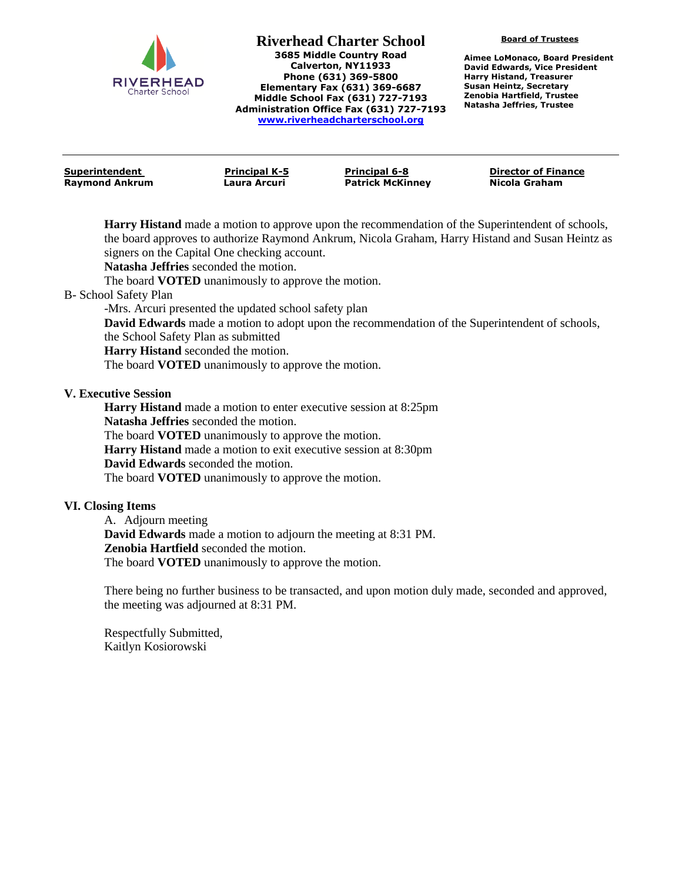**Riverhead Charter School**
**3685 Middle Country Road**
**Calverton, NY11933**
**Phone (631) 369-5800**
**Elementary Fax (631) 369-6687**
**Middle School Fax (631) 727-7193**
**Administration Office Fax (631) 727-7193**
**www.riverheadcharterschool.org**

**Board of Trustees**

**Aimee LoMonaco, Board President**
**David Edwards, Vice President**
**Harry Histand, Treasurer**
**Susan Heintz, Secretary**
**Zenobia Hartfield, Trustee**
**Natasha Jeffries, Trustee**

| **Superintendent** | **Principal K-5** | **Principal 6-8** | **Director of Finance** |
|---|---|---|---|
| **Raymond Ankrum** | **Laura Arcuri** | **Patrick McKinney** | **Nicola Graham** |

**Harry Histand** made a motion to approve upon the recommendation of the Superintendent of schools, the board approves to authorize Raymond Ankrum, Nicola Graham, Harry Histand and Susan Heintz as signers on the Capital One checking account.
**Natasha Jeffries** seconded the motion.
The board **VOTED** unanimously to approve the motion.

B- School Safety Plan

-Mrs. Arcuri presented the updated school safety plan
**David Edwards** made a motion to adopt upon the recommendation of the Superintendent of schools, the School Safety Plan as submitted
**Harry Histand** seconded the motion.
The board **VOTED** unanimously to approve the motion.

## V. Executive Session

**Harry Histand** made a motion to enter executive session at 8:25pm
**Natasha Jeffries** seconded the motion.
The board **VOTED** unanimously to approve the motion.
**Harry Histand** made a motion to exit executive session at 8:30pm
**David Edwards** seconded the motion.
The board **VOTED** unanimously to approve the motion.

## VI. Closing Items

A. Adjourn meeting
**David Edwards** made a motion to adjourn the meeting at 8:31 PM.
**Zenobia Hartfield** seconded the motion.
The board **VOTED** unanimously to approve the motion.

There being no further business to be transacted, and upon motion duly made, seconded and approved, the meeting was adjourned at 8:31 PM.

Respectfully Submitted,
Kaitlyn Kosiorowski